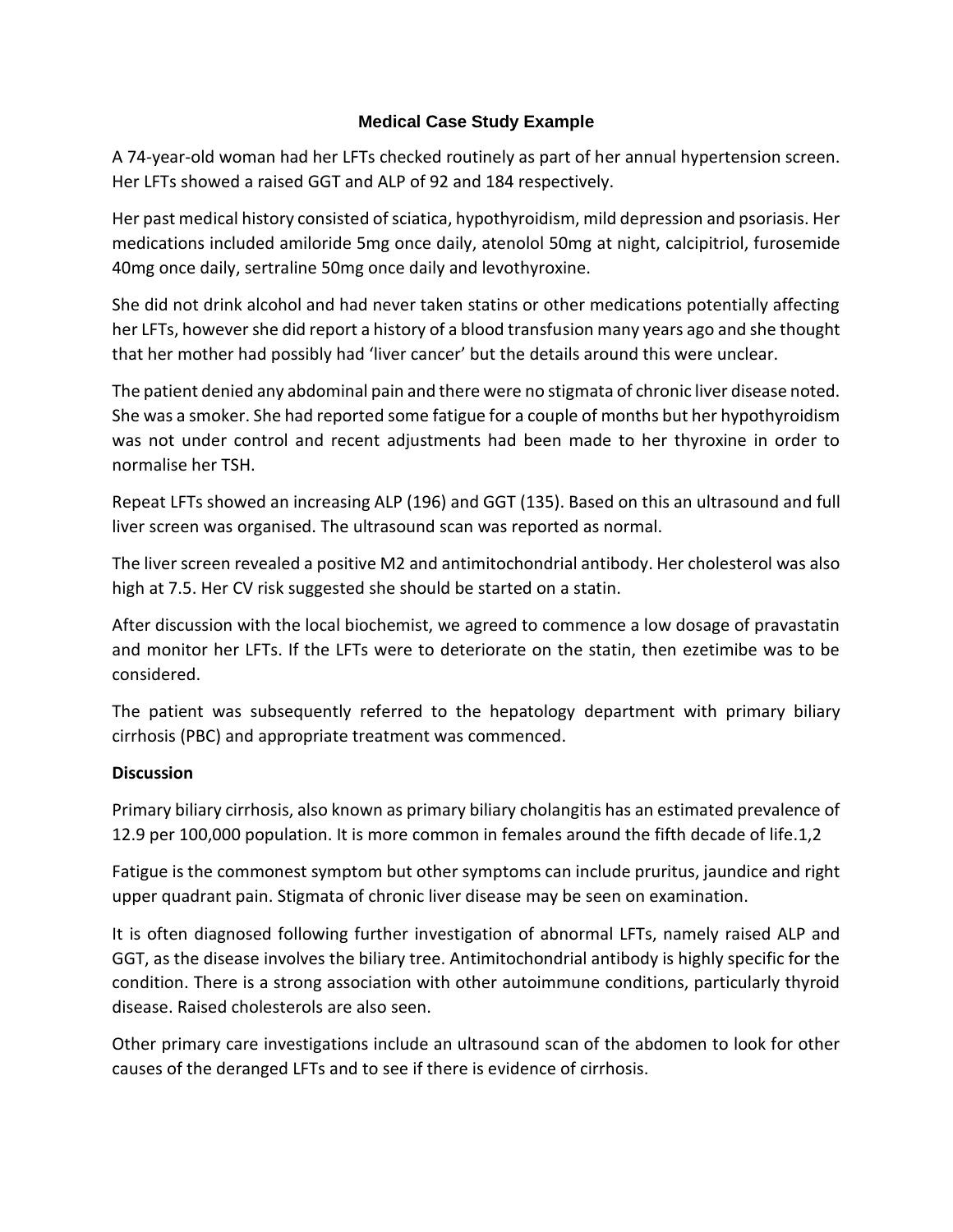# Medical Case Study Example

A 74-year-old woman had her LFTs checked routinely as part of her annual hypertension screen. Her LFTs showed a raised GGT and ALP of 92 and 184 respectively.

Her past medical history consisted of sciatica, hypothyroidism, mild depression and psoriasis. Her medications included amiloride 5mg once daily, atenolol 50mg at night, calcipitriol, furosemide 40mg once daily, sertraline 50mg once daily and levothyroxine.

She did not drink alcohol and had never taken statins or other medications potentially affecting her LFTs, however she did report a history of a blood transfusion many years ago and she thought that her mother had possibly had 'liver cancer' but the details around this were unclear.

The patient denied any abdominal pain and there were no stigmata of chronic liver disease noted. She was a smoker. She had reported some fatigue for a couple of months but her hypothyroidism was not under control and recent adjustments had been made to her thyroxine in order to normalise her TSH.

Repeat LFTs showed an increasing ALP (196) and GGT (135). Based on this an ultrasound and full liver screen was organised. The ultrasound scan was reported as normal.

The liver screen revealed a positive M2 and antimitochondrial antibody. Her cholesterol was also high at 7.5. Her CV risk suggested she should be started on a statin.

After discussion with the local biochemist, we agreed to commence a low dosage of pravastatin and monitor her LFTs. If the LFTs were to deteriorate on the statin, then ezetimibe was to be considered.

The patient was subsequently referred to the hepatology department with primary biliary cirrhosis (PBC) and appropriate treatment was commenced.

**Discussion**

Primary biliary cirrhosis, also known as primary biliary cholangitis has an estimated prevalence of 12.9 per 100,000 population. It is more common in females around the fifth decade of life.[1,2]

Fatigue is the commonest symptom but other symptoms can include pruritus, jaundice and right upper quadrant pain. Stigmata of chronic liver disease may be seen on examination.

It is often diagnosed following further investigation of abnormal LFTs, namely raised ALP and GGT, as the disease involves the biliary tree. Antimitochondrial antibody is highly specific for the condition. There is a strong association with other autoimmune conditions, particularly thyroid disease. Raised cholesterols are also seen.

Other primary care investigations include an ultrasound scan of the abdomen to look for other causes of the deranged LFTs and to see if there is evidence of cirrhosis.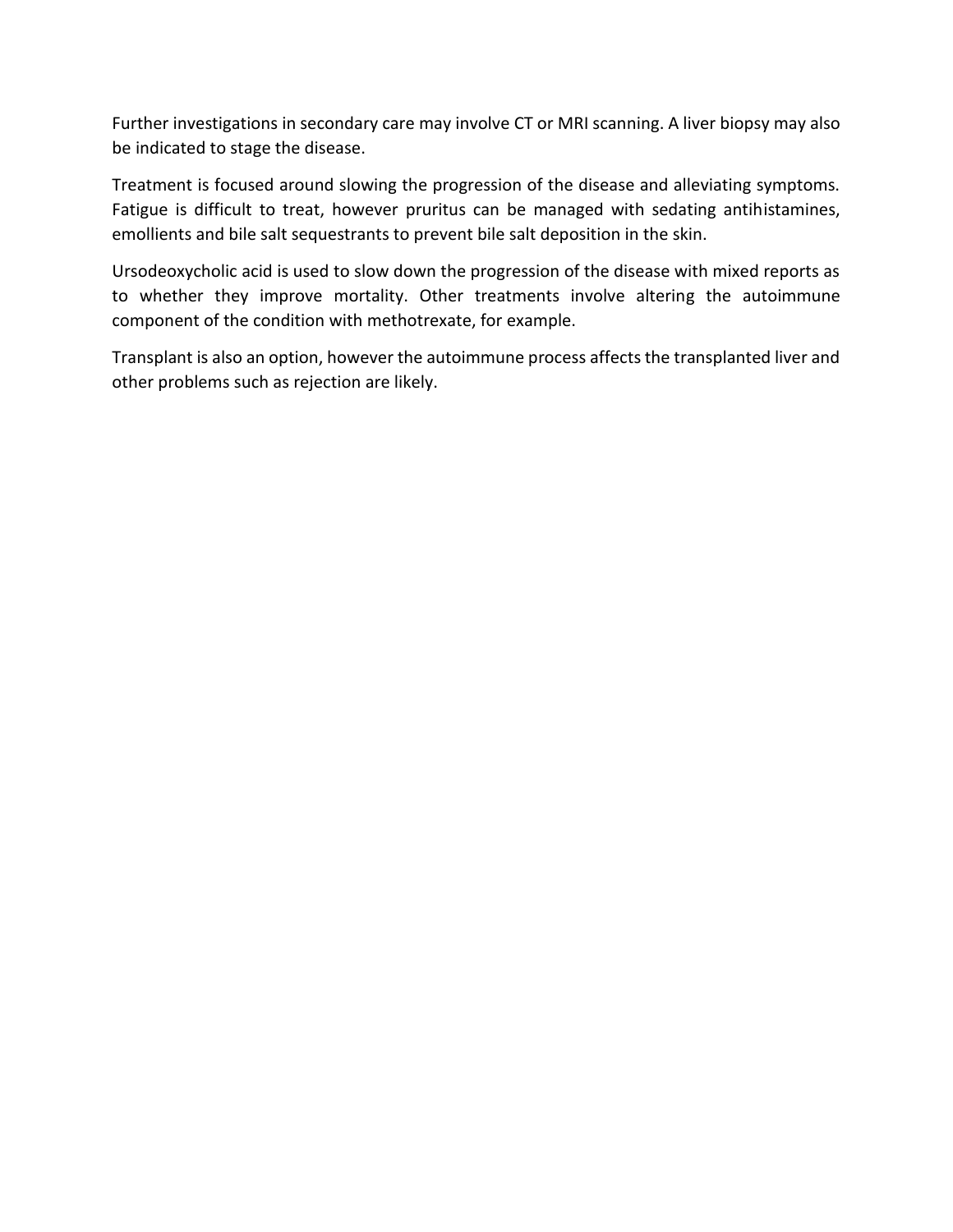Further investigations in secondary care may involve CT or MRI scanning. A liver biopsy may also be indicated to stage the disease.

Treatment is focused around slowing the progression of the disease and alleviating symptoms. Fatigue is difficult to treat, however pruritus can be managed with sedating antihistamines, emollients and bile salt sequestrants to prevent bile salt deposition in the skin.

Ursodeoxycholic acid is used to slow down the progression of the disease with mixed reports as to whether they improve mortality. Other treatments involve altering the autoimmune component of the condition with methotrexate, for example.

Transplant is also an option, however the autoimmune process affects the transplanted liver and other problems such as rejection are likely.